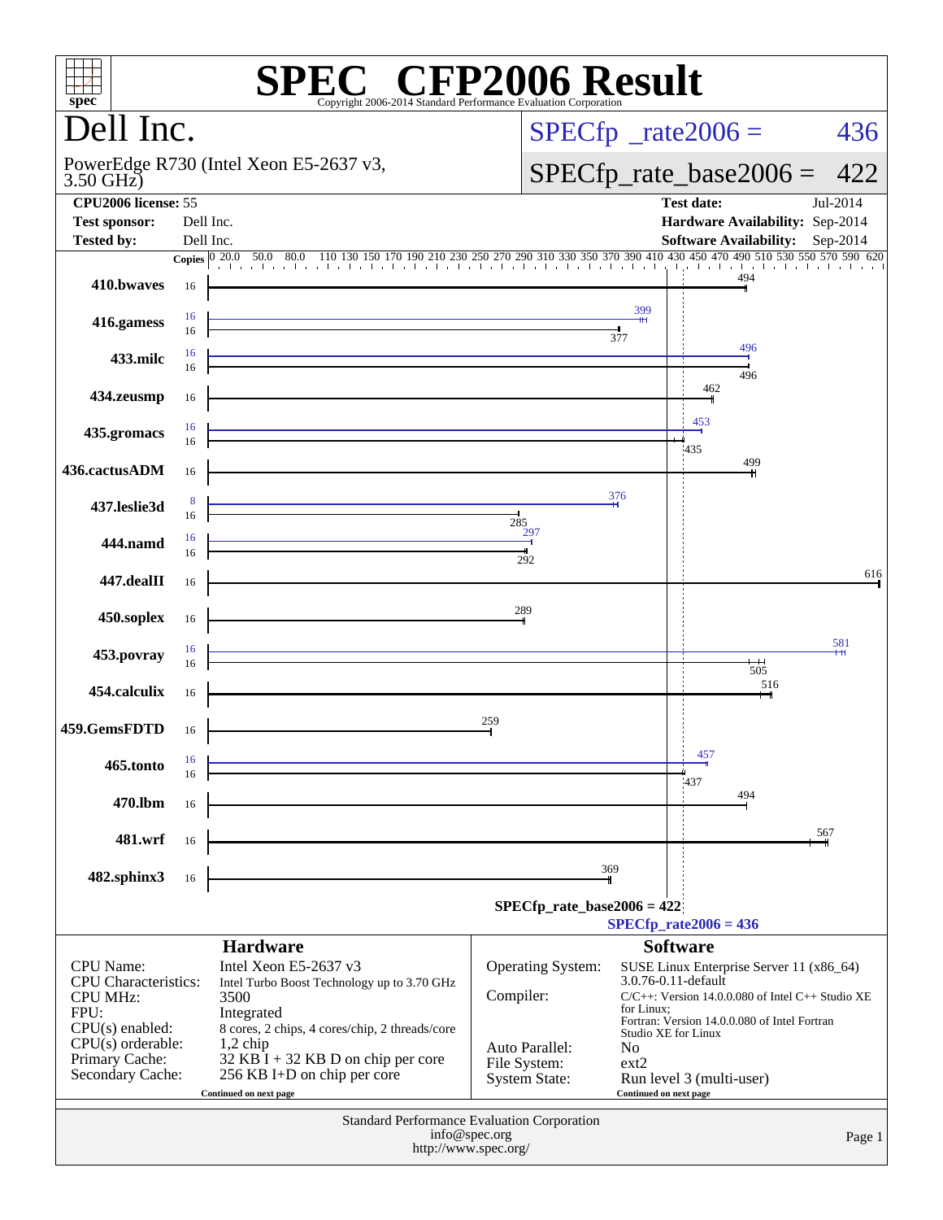# SPEC CFP2006 Result

Copyright 2006-2014 Standard Performance Evaluation Corporation

## Dell Inc.

PowerEdge R730 (Intel Xeon E5-2637 v3, 3.50 GHz)

SPECfp_rate2006 = 436

SPECfp_rate_base2006 = 422

| | | | |
|---|---|---|---|
| **CPU2006 license:** | 55 | **Test date:** | Jul-2014 |
| **Test sponsor:** | Dell Inc. | **Hardware Availability:** | Sep-2014 |
| **Tested by:** | Dell Inc. | **Software Availability:** | Sep-2014 |

| Benchmark | Copies (peak) | Copies (base) | Peak | Base |
|---|---|---|---|---|
| 410.bwaves | | 16 | | 494 |
| 416.gamess | 16 | 16 | 399 | 377 |
| 433.milc | 16 | 16 | 496 | 496 |
| 434.zeusmp | | 16 | | 462 |
| 435.gromacs | 16 | 16 | 453 | 435 |
| 436.cactusADM | | 16 | | 499 |
| 437.leslie3d | 8 | 16 | 376 | 285 |
| 444.namd | 16 | 16 | 297 | 292 |
| 447.dealII | | 16 | | 616 |
| 450.soplex | | 16 | | 289 |
| 453.povray | 16 | 16 | 581 | 505 |
| 454.calculix | | 16 | | 516 |
| 459.GemsFDTD | | 16 | | 259 |
| 465.tonto | 16 | 16 | 457 | 437 |
| 470.lbm | | 16 | | 494 |
| 481.wrf | | 16 | | 567 |
| 482.sphinx3 | | 16 | | 369 |

SPECfp_rate_base2006 = 422

SPECfp_rate2006 = 436

### Hardware

| | |
|---|---|
| CPU Name: | Intel Xeon E5-2637 v3 |
| CPU Characteristics: | Intel Turbo Boost Technology up to 3.70 GHz |
| CPU MHz: | 3500 |
| FPU: | Integrated |
| CPU(s) enabled: | 8 cores, 2 chips, 4 cores/chip, 2 threads/core |
| CPU(s) orderable: | 1,2 chip |
| Primary Cache: | 32 KB I + 32 KB D on chip per core |
| Secondary Cache: | 256 KB I+D on chip per core |

Continued on next page

### Software

| | |
|---|---|
| Operating System: | SUSE Linux Enterprise Server 11 (x86_64) 3.0.76-0.11-default |
| Compiler: | C/C++: Version 14.0.0.080 of Intel C++ Studio XE for Linux; Fortran: Version 14.0.0.080 of Intel Fortran Studio XE for Linux |
| Auto Parallel: | No |
| File System: | ext2 |
| System State: | Run level 3 (multi-user) |

Continued on next page

Standard Performance Evaluation Corporation
info@spec.org
http://www.spec.org/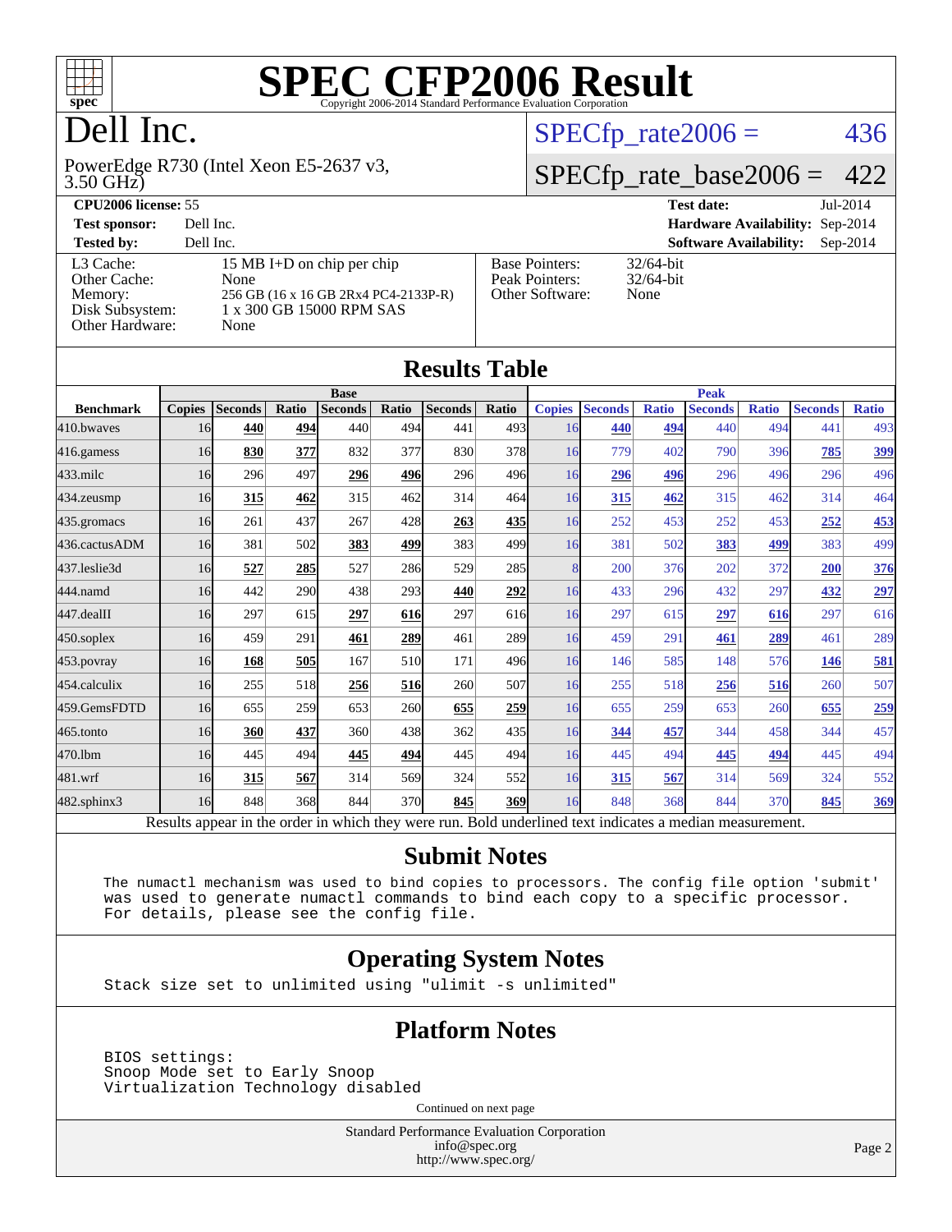# SPEC CFP2006 Result

Copyright 2006-2014 Standard Performance Evaluation Corporation

# Dell Inc.

PowerEdge R730 (Intel Xeon E5-2637 v3, 3.50 GHz)

SPECfp_rate2006 = 436

SPECfp_rate_base2006 = 422

**CPU2006 license:** 55 | **Test date:** Jul-2014

**Test sponsor:** Dell Inc. | **Hardware Availability:** Sep-2014

**Tested by:** Dell Inc. | **Software Availability:** Sep-2014

| | |
|---|---|
| L3 Cache: | 15 MB I+D on chip per chip |
| Other Cache: | None |
| Memory: | 256 GB (16 x 16 GB 2Rx4 PC4-2133P-R) |
| Disk Subsystem: | 1 x 300 GB 15000 RPM SAS |
| Other Hardware: | None |

| | |
|---|---|
| Base Pointers: | 32/64-bit |
| Peak Pointers: | 32/64-bit |
| Other Software: | None |

## Results Table

| Benchmark | Base | | | | | | | Peak | | | | | | |
|---|---|---|---|---|---|---|---|---|---|---|---|---|---|---|
| | Copies | Seconds | Ratio | Seconds | Ratio | Seconds | Ratio | Copies | Seconds | Ratio | Seconds | Ratio | Seconds | Ratio |
| 410.bwaves | 16 | **440** | **494** | 440 | 494 | 441 | 493 | 16 | **440** | **494** | 440 | 494 | 441 | 493 |
| 416.gamess | 16 | **830** | **377** | 832 | 377 | 830 | 378 | 16 | 779 | 402 | 790 | 396 | **785** | **399** |
| 433.milc | 16 | 296 | 497 | **296** | **496** | 296 | 496 | 16 | **296** | **496** | 296 | 496 | 296 | 496 |
| 434.zeusmp | 16 | **315** | **462** | 315 | 462 | 314 | 464 | 16 | **315** | **462** | 315 | 462 | 314 | 464 |
| 435.gromacs | 16 | 261 | 437 | 267 | 428 | **263** | **435** | 16 | 252 | 453 | 252 | 453 | **252** | **453** |
| 436.cactusADM | 16 | 381 | 502 | **383** | **499** | 383 | 499 | 16 | 381 | 502 | **383** | **499** | 383 | 499 |
| 437.leslie3d | 16 | **527** | **285** | 527 | 286 | 529 | 285 | 8 | 200 | 376 | 202 | 372 | **200** | **376** |
| 444.namd | 16 | 442 | 290 | 438 | 293 | **440** | **292** | 16 | 433 | 296 | 432 | 297 | **432** | **297** |
| 447.dealII | 16 | 297 | 615 | **297** | **616** | 297 | 616 | 16 | 297 | 615 | **297** | **616** | 297 | 616 |
| 450.soplex | 16 | 459 | 291 | **461** | **289** | 461 | 289 | 16 | 459 | 291 | **461** | **289** | 461 | 289 |
| 453.povray | 16 | **168** | **505** | 167 | 510 | 171 | 496 | 16 | 146 | 585 | 148 | 576 | **146** | **581** |
| 454.calculix | 16 | 255 | 518 | **256** | **516** | 260 | 507 | 16 | 255 | 518 | **256** | **516** | 260 | 507 |
| 459.GemsFDTD | 16 | 655 | 259 | 653 | 260 | **655** | **259** | 16 | 655 | 259 | 653 | 260 | **655** | **259** |
| 465.tonto | 16 | **360** | **437** | 360 | 438 | 362 | 435 | 16 | **344** | **457** | 344 | 458 | 344 | 457 |
| 470.lbm | 16 | 445 | 494 | **445** | **494** | 445 | 494 | 16 | 445 | 494 | **445** | **494** | 445 | 494 |
| 481.wrf | 16 | **315** | **567** | 314 | 569 | 324 | 552 | 16 | **315** | **567** | 314 | 569 | 324 | 552 |
| 482.sphinx3 | 16 | 848 | 368 | 844 | 370 | **845** | **369** | 16 | 848 | 368 | 844 | 370 | **845** | **369** |

Results appear in the order in which they were run. Bold underlined text indicates a median measurement.

## Submit Notes

```
The numactl mechanism was used to bind copies to processors. The config file option 'submit'
was used to generate numactl commands to bind each copy to a specific processor.
For details, please see the config file.
```

## Operating System Notes

```
Stack size set to unlimited using "ulimit -s unlimited"
```

## Platform Notes

```
BIOS settings:
Snoop Mode set to Early Snoop
Virtualization Technology disabled
```

Continued on next page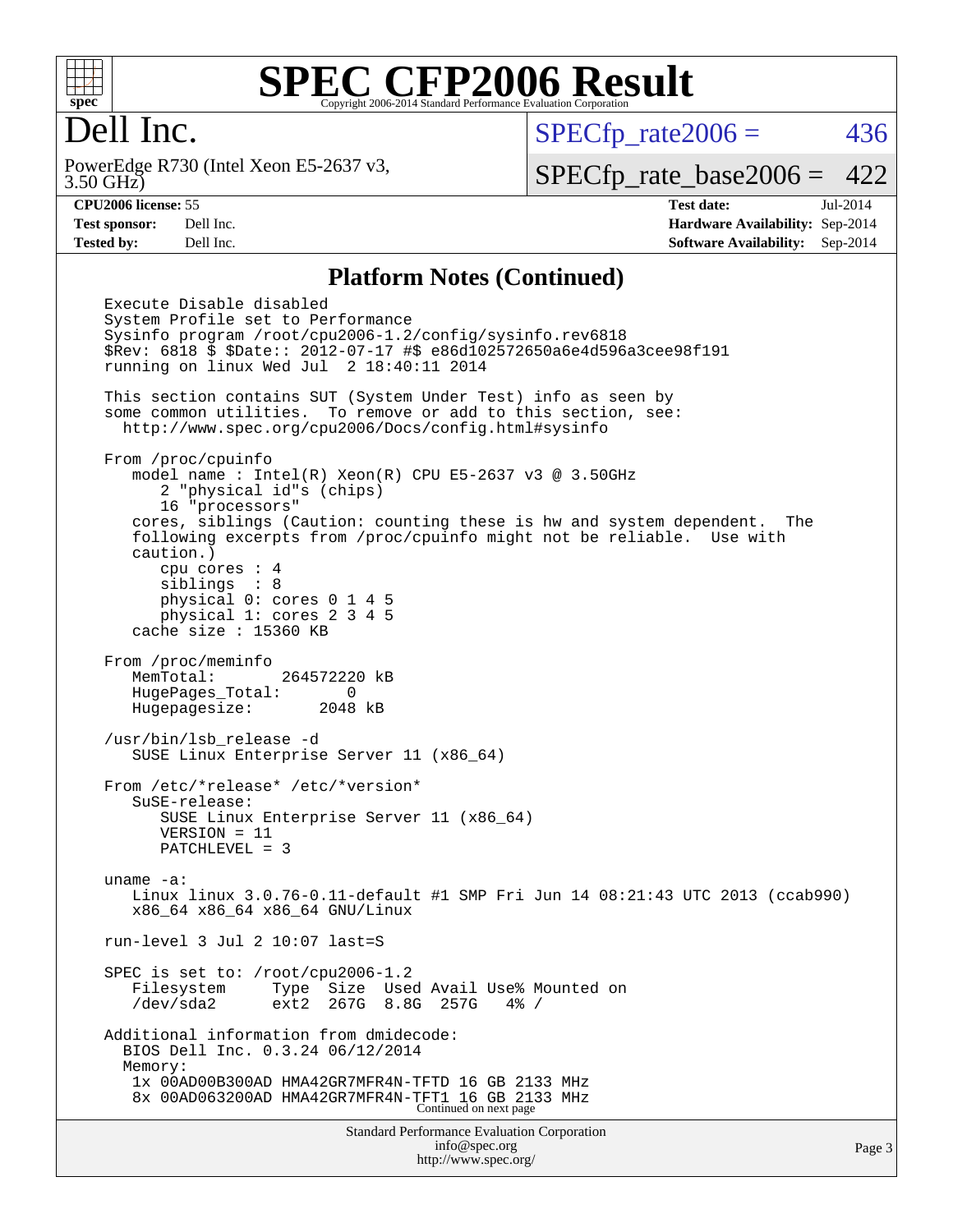# Dell Inc.

PowerEdge R730 (Intel Xeon E5-2637 v3, 3.50 GHz)

SPECfp_rate2006 = 436

SPECfp_rate_base2006 = 422

**CPU2006 license:** 55
**Test sponsor:** Dell Inc.
**Tested by:** Dell Inc.

**Test date:** Jul-2014
**Hardware Availability:** Sep-2014
**Software Availability:** Sep-2014

## Platform Notes (Continued)

```
Execute Disable disabled
System Profile set to Performance
Sysinfo program /root/cpu2006-1.2/config/sysinfo.rev6818
$Rev: 6818 $ $Date:: 2012-07-17 #$ e86d102572650a6e4d596a3cee98f191
running on linux Wed Jul  2 18:40:11 2014

This section contains SUT (System Under Test) info as seen by
some common utilities.  To remove or add to this section, see:
  http://www.spec.org/cpu2006/Docs/config.html#sysinfo

From /proc/cpuinfo
   model name : Intel(R) Xeon(R) CPU E5-2637 v3 @ 3.50GHz
      2 "physical id"s (chips)
      16 "processors"
   cores, siblings (Caution: counting these is hw and system dependent.  The
   following excerpts from /proc/cpuinfo might not be reliable.  Use with
   caution.)
      cpu cores : 4
      siblings  : 8
      physical 0: cores 0 1 4 5
      physical 1: cores 2 3 4 5
   cache size : 15360 KB

From /proc/meminfo
   MemTotal:       264572220 kB
   HugePages_Total:       0
   Hugepagesize:       2048 kB

/usr/bin/lsb_release -d
   SUSE Linux Enterprise Server 11 (x86_64)

From /etc/*release* /etc/*version*
   SuSE-release:
      SUSE Linux Enterprise Server 11 (x86_64)
      VERSION = 11
      PATCHLEVEL = 3

uname -a:
   Linux linux 3.0.76-0.11-default #1 SMP Fri Jun 14 08:21:43 UTC 2013 (ccab990)
   x86_64 x86_64 x86_64 GNU/Linux

run-level 3 Jul 2 10:07 last=S

SPEC is set to: /root/cpu2006-1.2
   Filesystem     Type  Size  Used Avail Use% Mounted on
   /dev/sda2      ext2  267G  8.8G  257G   4% /

Additional information from dmidecode:
  BIOS Dell Inc. 0.3.24 06/12/2014
  Memory:
   1x 00AD00B300AD HMA42GR7MFR4N-TFTD 16 GB 2133 MHz
   8x 00AD063200AD HMA42GR7MFR4N-TFT1 16 GB 2133 MHz
```

Continued on next page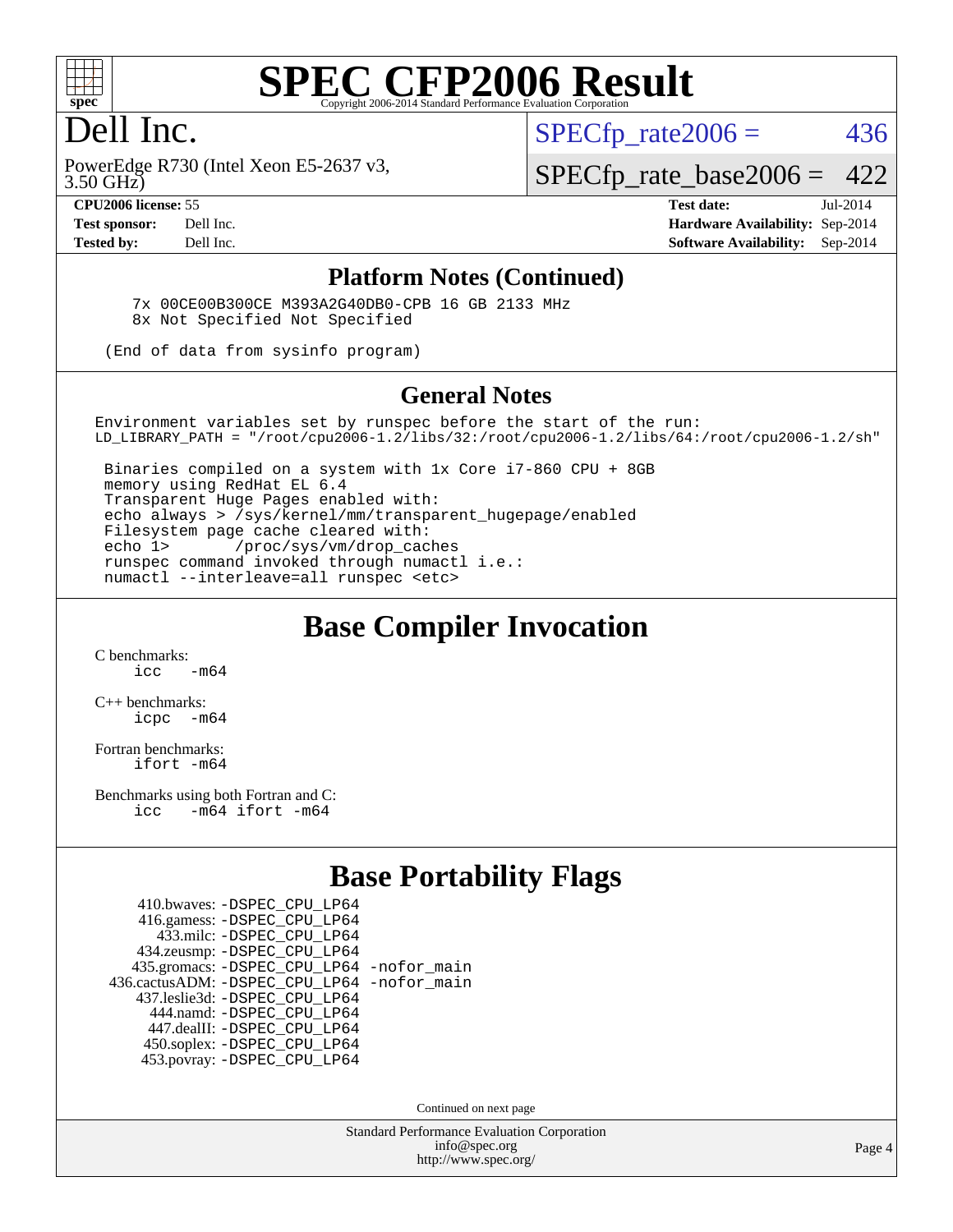# SPEC CFP2006 Result

Copyright 2006-2014 Standard Performance Evaluation Corporation

## Dell Inc.

PowerEdge R730 (Intel Xeon E5-2637 v3, 3.50 GHz)

SPECfp_rate2006 = 436

SPECfp_rate_base2006 = 422

**CPU2006 license:** 55
**Test sponsor:** Dell Inc.
**Tested by:** Dell Inc.

**Test date:** Jul-2014
**Hardware Availability:** Sep-2014
**Software Availability:** Sep-2014

## Platform Notes (Continued)

```
    7x 00CE00B300CE M393A2G40DB0-CPB 16 GB 2133 MHz
    8x Not Specified Not Specified

(End of data from sysinfo program)
```

## General Notes

```
Environment variables set by runspec before the start of the run:
LD_LIBRARY_PATH = "/root/cpu2006-1.2/libs/32:/root/cpu2006-1.2/libs/64:/root/cpu2006-1.2/sh"

 Binaries compiled on a system with 1x Core i7-860 CPU + 8GB
 memory using RedHat EL 6.4
 Transparent Huge Pages enabled with:
 echo always > /sys/kernel/mm/transparent_hugepage/enabled
 Filesystem page cache cleared with:
 echo 1>       /proc/sys/vm/drop_caches
 runspec command invoked through numactl i.e.:
 numactl --interleave=all runspec <etc>
```

## Base Compiler Invocation

C benchmarks:
`icc   -m64`

C++ benchmarks:
`icpc  -m64`

Fortran benchmarks:
`ifort -m64`

Benchmarks using both Fortran and C:
`icc   -m64 ifort -m64`

## Base Portability Flags

410.bwaves: `-DSPEC_CPU_LP64`
416.gamess: `-DSPEC_CPU_LP64`
433.milc: `-DSPEC_CPU_LP64`
434.zeusmp: `-DSPEC_CPU_LP64`
435.gromacs: `-DSPEC_CPU_LP64 -nofor_main`
436.cactusADM: `-DSPEC_CPU_LP64 -nofor_main`
437.leslie3d: `-DSPEC_CPU_LP64`
444.namd: `-DSPEC_CPU_LP64`
447.dealII: `-DSPEC_CPU_LP64`
450.soplex: `-DSPEC_CPU_LP64`
453.povray: `-DSPEC_CPU_LP64`

Continued on next page

Standard Performance Evaluation Corporation
info@spec.org
http://www.spec.org/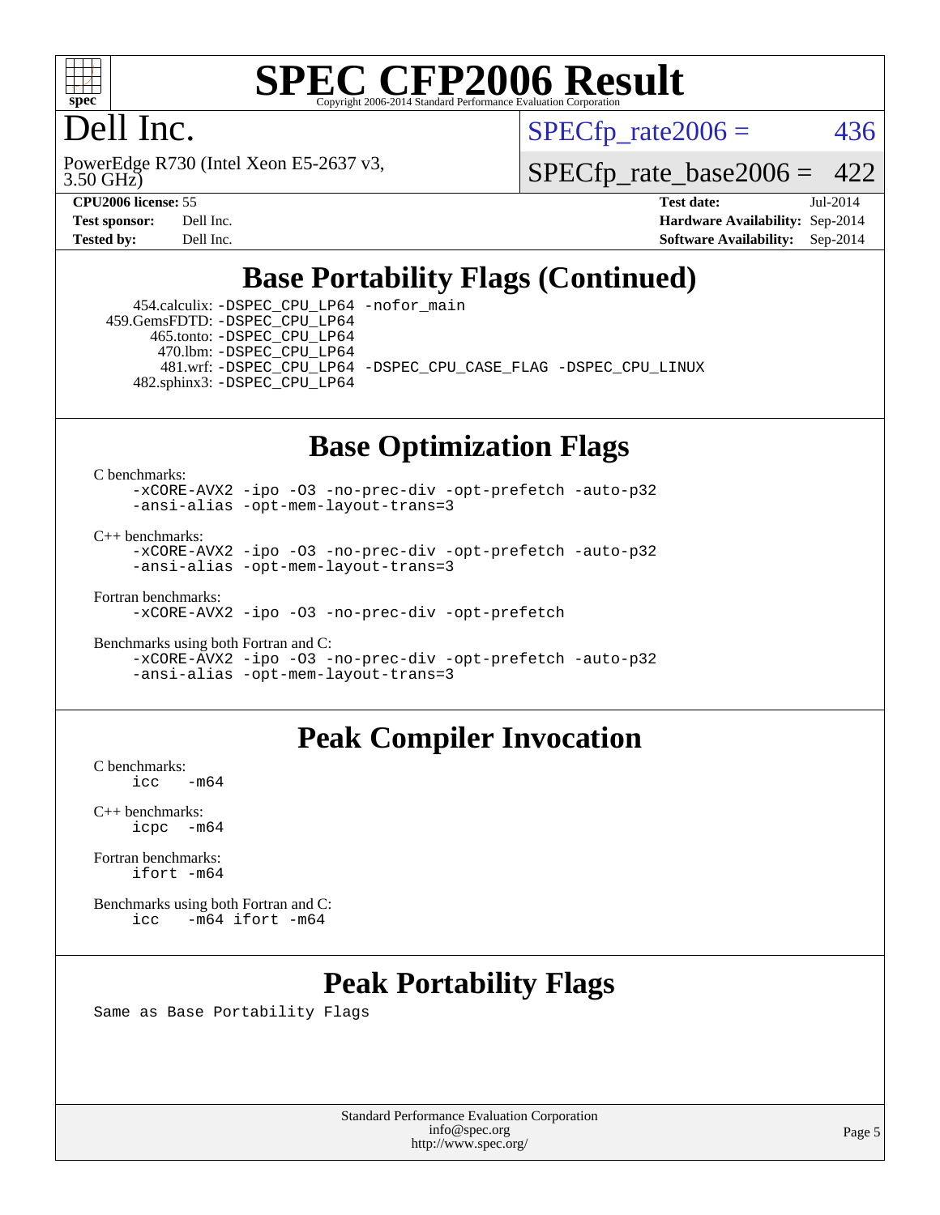# SPEC CFP2006 Result

Copyright 2006-2014 Standard Performance Evaluation Corporation

## Dell Inc.

PowerEdge R730 (Intel Xeon E5-2637 v3, 3.50 GHz)

SPECfp_rate2006 = 436

SPECfp_rate_base2006 = 422

**CPU2006 license:** 55
**Test sponsor:** Dell Inc.
**Tested by:** Dell Inc.

**Test date:** Jul-2014
**Hardware Availability:** Sep-2014
**Software Availability:** Sep-2014

## Base Portability Flags (Continued)

454.calculix: `-DSPEC_CPU_LP64 -nofor_main`
459.GemsFDTD: `-DSPEC_CPU_LP64`
465.tonto: `-DSPEC_CPU_LP64`
470.lbm: `-DSPEC_CPU_LP64`
481.wrf: `-DSPEC_CPU_LP64 -DSPEC_CPU_CASE_FLAG -DSPEC_CPU_LINUX`
482.sphinx3: `-DSPEC_CPU_LP64`

## Base Optimization Flags

C benchmarks:
```
-xCORE-AVX2 -ipo -O3 -no-prec-div -opt-prefetch -auto-p32
-ansi-alias -opt-mem-layout-trans=3
```

C++ benchmarks:
```
-xCORE-AVX2 -ipo -O3 -no-prec-div -opt-prefetch -auto-p32
-ansi-alias -opt-mem-layout-trans=3
```

Fortran benchmarks:
```
-xCORE-AVX2 -ipo -O3 -no-prec-div -opt-prefetch
```

Benchmarks using both Fortran and C:
```
-xCORE-AVX2 -ipo -O3 -no-prec-div -opt-prefetch -auto-p32
-ansi-alias -opt-mem-layout-trans=3
```

## Peak Compiler Invocation

C benchmarks:
```
icc   -m64
```

C++ benchmarks:
```
icpc  -m64
```

Fortran benchmarks:
```
ifort -m64
```

Benchmarks using both Fortran and C:
```
icc   -m64 ifort -m64
```

## Peak Portability Flags

Same as Base Portability Flags

Standard Performance Evaluation Corporation
info@spec.org
http://www.spec.org/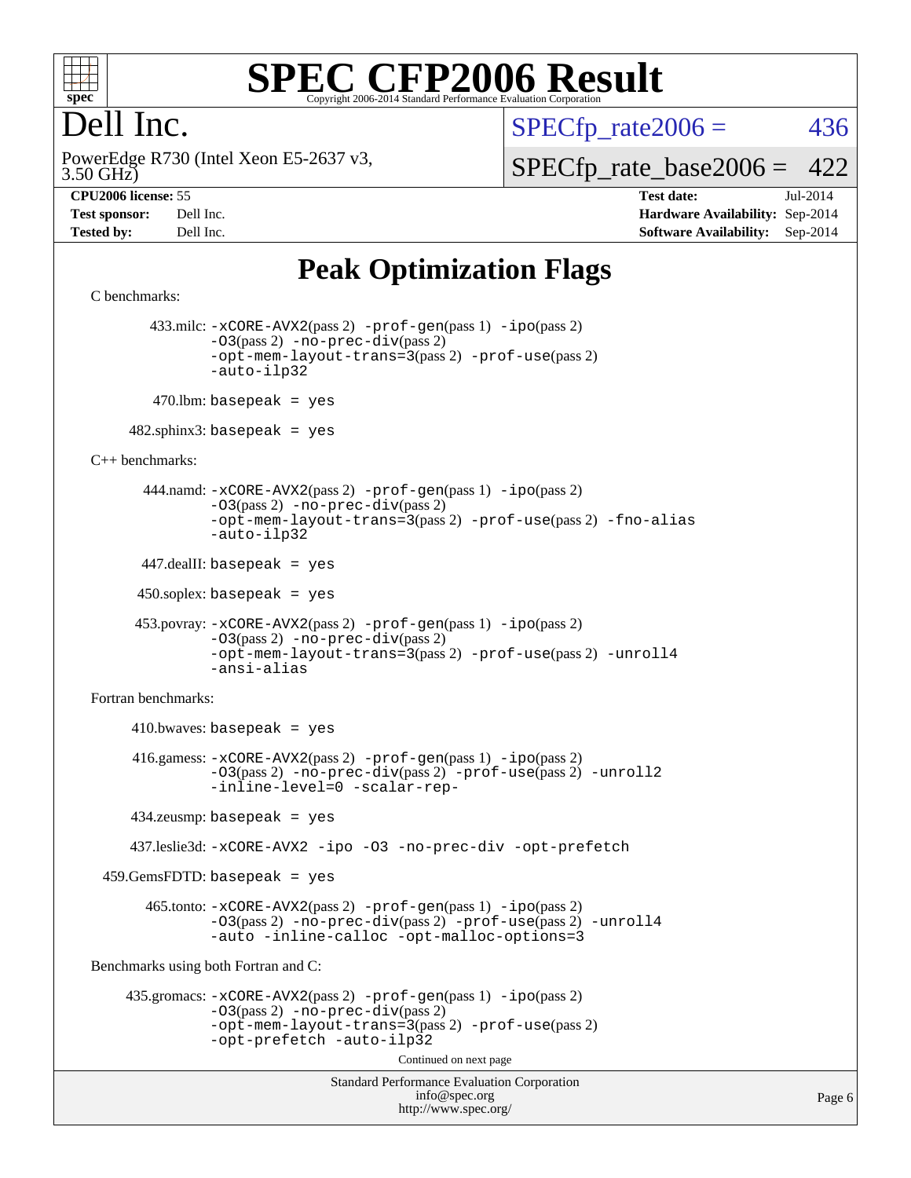# SPEC CFP2006 Result

Copyright 2006-2014 Standard Performance Evaluation Corporation

## Dell Inc.

PowerEdge R730 (Intel Xeon E5-2637 v3, 3.50 GHz)

SPECfp_rate2006 = 436

SPECfp_rate_base2006 = 422

| | | | |
|---|---|---|---|
| **CPU2006 license:** | 55 | **Test date:** | Jul-2014 |
| **Test sponsor:** | Dell Inc. | **Hardware Availability:** | Sep-2014 |
| **Tested by:** | Dell Inc. | **Software Availability:** | Sep-2014 |

## Peak Optimization Flags

C benchmarks:

433.milc: `-xCORE-AVX2`(pass 2) `-prof-gen`(pass 1) `-ipo`(pass 2) `-O3`(pass 2) `-no-prec-div`(pass 2) `-opt-mem-layout-trans=3`(pass 2) `-prof-use`(pass 2) `-auto-ilp32`

470.lbm: `basepeak = yes`

482.sphinx3: `basepeak = yes`

C++ benchmarks:

444.namd: `-xCORE-AVX2`(pass 2) `-prof-gen`(pass 1) `-ipo`(pass 2) `-O3`(pass 2) `-no-prec-div`(pass 2) `-opt-mem-layout-trans=3`(pass 2) `-prof-use`(pass 2) `-fno-alias` `-auto-ilp32`

447.dealII: `basepeak = yes`

450.soplex: `basepeak = yes`

453.povray: `-xCORE-AVX2`(pass 2) `-prof-gen`(pass 1) `-ipo`(pass 2) `-O3`(pass 2) `-no-prec-div`(pass 2) `-opt-mem-layout-trans=3`(pass 2) `-prof-use`(pass 2) `-unroll4` `-ansi-alias`

Fortran benchmarks:

410.bwaves: `basepeak = yes`

416.gamess: `-xCORE-AVX2`(pass 2) `-prof-gen`(pass 1) `-ipo`(pass 2) `-O3`(pass 2) `-no-prec-div`(pass 2) `-prof-use`(pass 2) `-unroll2` `-inline-level=0` `-scalar-rep-`

434.zeusmp: `basepeak = yes`

437.leslie3d: `-xCORE-AVX2` `-ipo` `-O3` `-no-prec-div` `-opt-prefetch`

459.GemsFDTD: `basepeak = yes`

465.tonto: `-xCORE-AVX2`(pass 2) `-prof-gen`(pass 1) `-ipo`(pass 2) `-O3`(pass 2) `-no-prec-div`(pass 2) `-prof-use`(pass 2) `-unroll4` `-auto` `-inline-calloc` `-opt-malloc-options=3`

Benchmarks using both Fortran and C:

435.gromacs: `-xCORE-AVX2`(pass 2) `-prof-gen`(pass 1) `-ipo`(pass 2) `-O3`(pass 2) `-no-prec-div`(pass 2) `-opt-mem-layout-trans=3`(pass 2) `-prof-use`(pass 2) `-opt-prefetch` `-auto-ilp32`

Continued on next page

Standard Performance Evaluation Corporation
info@spec.org
http://www.spec.org/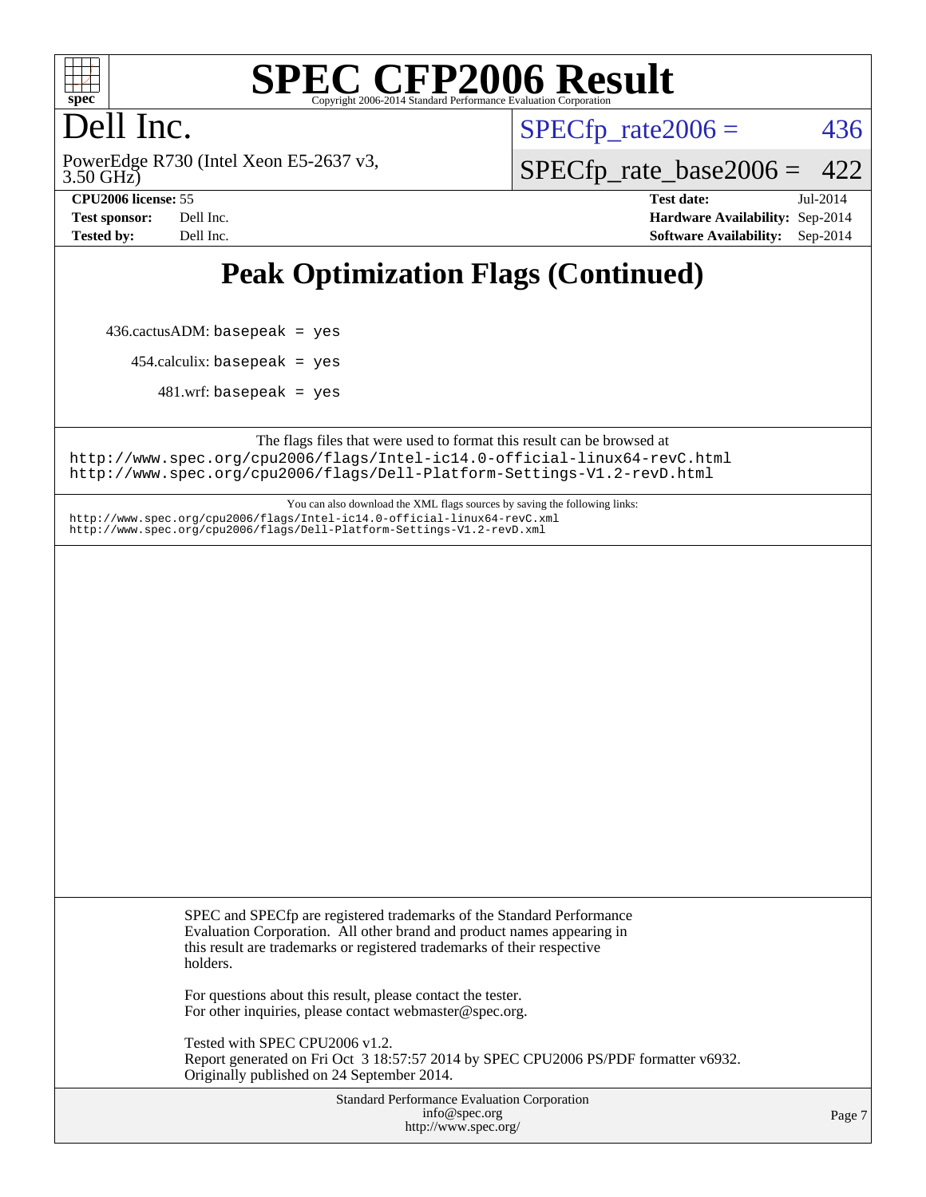# Peak Optimization Flags (Continued)

436.cactusADM: basepeak = yes

454.calculix: basepeak = yes

481.wrf: basepeak = yes

The flags files that were used to format this result can be browsed at
http://www.spec.org/cpu2006/flags/Intel-ic14.0-official-linux64-revC.html
http://www.spec.org/cpu2006/flags/Dell-Platform-Settings-V1.2-revD.html

You can also download the XML flags sources by saving the following links:
http://www.spec.org/cpu2006/flags/Intel-ic14.0-official-linux64-revC.xml
http://www.spec.org/cpu2006/flags/Dell-Platform-Settings-V1.2-revD.xml

SPEC and SPECfp are registered trademarks of the Standard Performance Evaluation Corporation. All other brand and product names appearing in this result are trademarks or registered trademarks of their respective holders.

For questions about this result, please contact the tester.
For other inquiries, please contact webmaster@spec.org.

Tested with SPEC CPU2006 v1.2.
Report generated on Fri Oct 3 18:57:57 2014 by SPEC CPU2006 PS/PDF formatter v6932.
Originally published on 24 September 2014.